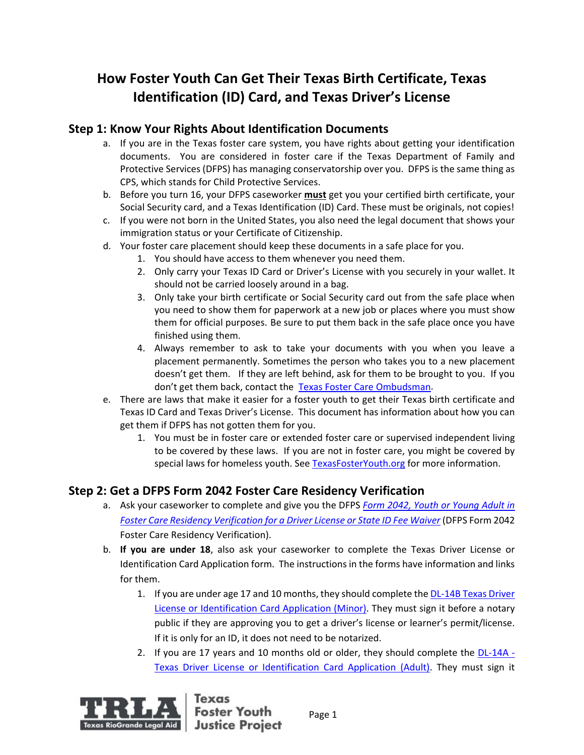# How Foster Youth Can Get Their Texas Birth Certificate, Texas Identification (ID) Card, and Texas Driver's License

## Step 1: Know Your Rights About Identification Documents

a. If you are in the Texas foster care system, you have rights about getting your identification documents. You are considered in foster care if the Texas Department of Family and Protective Services (DFPS) has managing conservatorship over you. DFPS is the same thing as CPS, which stands for Child Protective Services.

b. Before you turn 16, your DFPS caseworker **must** get you your certified birth certificate, your Social Security card, and a Texas Identification (ID) Card. These must be originals, not copies!

c. If you were not born in the United States, you also need the legal document that shows your immigration status or your Certificate of Citizenship.

d. Your foster care placement should keep these documents in a safe place for you.

1. You should have access to them whenever you need them.
2. Only carry your Texas ID Card or Driver's License with you securely in your wallet. It should not be carried loosely around in a bag.
3. Only take your birth certificate or Social Security card out from the safe place when you need to show them for paperwork at a new job or places where you must show them for official purposes. Be sure to put them back in the safe place once you have finished using them.
4. Always remember to ask to take your documents with you when you leave a placement permanently. Sometimes the person who takes you to a new placement doesn't get them. If they are left behind, ask for them to be brought to you. If you don't get them back, contact the Texas Foster Care Ombudsman.

e. There are laws that make it easier for a foster youth to get their Texas birth certificate and Texas ID Card and Texas Driver's License. This document has information about how you can get them if DFPS has not gotten them for you.

1. You must be in foster care or extended foster care or supervised independent living to be covered by these laws. If you are not in foster care, you might be covered by special laws for homeless youth. See TexasFosterYouth.org for more information.

## Step 2: Get a DFPS Form 2042 Foster Care Residency Verification

a. Ask your caseworker to complete and give you the DFPS *Form 2042, Youth or Young Adult in Foster Care Residency Verification for a Driver License or State ID Fee Waiver* (DFPS Form 2042 Foster Care Residency Verification).

b. **If you are under 18**, also ask your caseworker to complete the Texas Driver License or Identification Card Application form. The instructions in the forms have information and links for them.

1. If you are under age 17 and 10 months, they should complete the DL-14B Texas Driver License or Identification Card Application (Minor). They must sign it before a notary public if they are approving you to get a driver's license or learner's permit/license. If it is only for an ID, it does not need to be notarized.
2. If you are 17 years and 10 months old or older, they should complete the DL-14A - Texas Driver License or Identification Card Application (Adult). They must sign it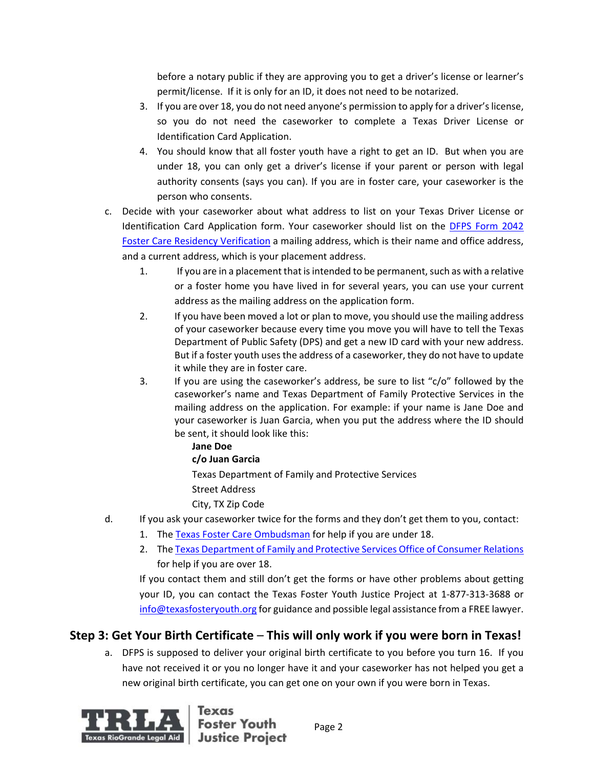before a notary public if they are approving you to get a driver's license or learner's permit/license. If it is only for an ID, it does not need to be notarized.

3. If you are over 18, you do not need anyone's permission to apply for a driver's license, so you do not need the caseworker to complete a Texas Driver License or Identification Card Application.
4. You should know that all foster youth have a right to get an ID. But when you are under 18, you can only get a driver's license if your parent or person with legal authority consents (says you can). If you are in foster care, your caseworker is the person who consents.

c. Decide with your caseworker about what address to list on your Texas Driver License or Identification Card Application form. Your caseworker should list on the [DFPS Form 2042 Foster Care Residency Verification](#) a mailing address, which is their name and office address, and a current address, which is your placement address.

1. If you are in a placement that is intended to be permanent, such as with a relative or a foster home you have lived in for several years, you can use your current address as the mailing address on the application form.
2. If you have been moved a lot or plan to move, you should use the mailing address of your caseworker because every time you move you will have to tell the Texas Department of Public Safety (DPS) and get a new ID card with your new address. But if a foster youth uses the address of a caseworker, they do not have to update it while they are in foster care.
3. If you are using the caseworker's address, be sure to list "c/o" followed by the caseworker's name and Texas Department of Family Protective Services in the mailing address on the application. For example: if your name is Jane Doe and your caseworker is Juan Garcia, when you put the address where the ID should be sent, it should look like this:

   **Jane Doe**
   **c/o Juan Garcia**
   Texas Department of Family and Protective Services
   Street Address
   City, TX Zip Code

d. If you ask your caseworker twice for the forms and they don't get them to you, contact:

1. The [Texas Foster Care Ombudsman](#) for help if you are under 18.
2. The [Texas Department of Family and Protective Services Office of Consumer Relations](#) for help if you are over 18.

If you contact them and still don't get the forms or have other problems about getting your ID, you can contact the Texas Foster Youth Justice Project at 1-877-313-3688 or [info@texasfosteryouth.org](mailto:info@texasfosteryouth.org) for guidance and possible legal assistance from a FREE lawyer.

## Step 3: Get Your Birth Certificate – This will only work if you were born in Texas!

a. DFPS is supposed to deliver your original birth certificate to you before you turn 16. If you have not received it or you no longer have it and your caseworker has not helped you get a new original birth certificate, you can get one on your own if you were born in Texas.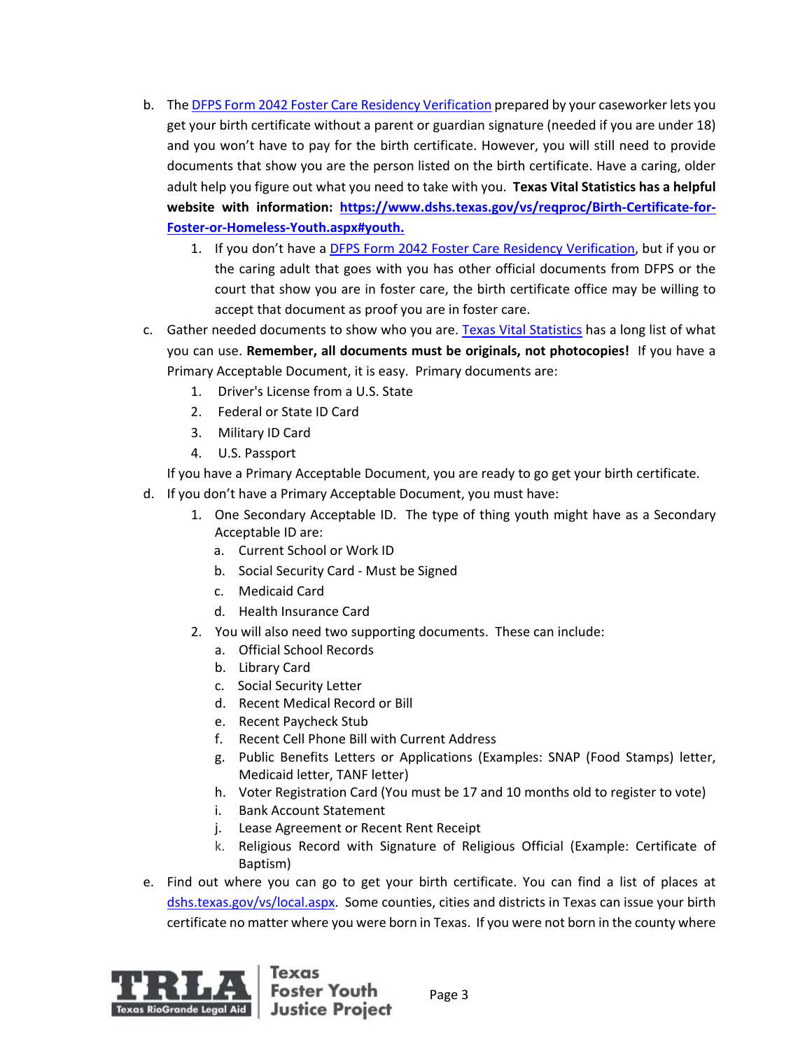b. The [DFPS Form 2042 Foster Care Residency Verification]() prepared by your caseworker lets you get your birth certificate without a parent or guardian signature (needed if you are under 18) and you won't have to pay for the birth certificate. However, you will still need to provide documents that show you are the person listed on the birth certificate. Have a caring, older adult help you figure out what you need to take with you. **Texas Vital Statistics has a helpful website with information: [https://www.dshs.texas.gov/vs/reqproc/Birth-Certificate-for-Foster-or-Homeless-Youth.aspx#youth.](https://www.dshs.texas.gov/vs/reqproc/Birth-Certificate-for-Foster-or-Homeless-Youth.aspx#youth)**

   1. If you don't have a [DFPS Form 2042 Foster Care Residency Verification](), but if you or the caring adult that goes with you has other official documents from DFPS or the court that show you are in foster care, the birth certificate office may be willing to accept that document as proof you are in foster care.

c. Gather needed documents to show who you are. [Texas Vital Statistics]() has a long list of what you can use. **Remember, all documents must be originals, not photocopies!** If you have a Primary Acceptable Document, it is easy. Primary documents are:

   1. Driver's License from a U.S. State
   2. Federal or State ID Card
   3. Military ID Card
   4. U.S. Passport

   If you have a Primary Acceptable Document, you are ready to go get your birth certificate.

d. If you don't have a Primary Acceptable Document, you must have:

   1. One Secondary Acceptable ID. The type of thing youth might have as a Secondary Acceptable ID are:
      a. Current School or Work ID
      b. Social Security Card - Must be Signed
      c. Medicaid Card
      d. Health Insurance Card
   2. You will also need two supporting documents. These can include:
      a. Official School Records
      b. Library Card
      c. Social Security Letter
      d. Recent Medical Record or Bill
      e. Recent Paycheck Stub
      f. Recent Cell Phone Bill with Current Address
      g. Public Benefits Letters or Applications (Examples: SNAP (Food Stamps) letter, Medicaid letter, TANF letter)
      h. Voter Registration Card (You must be 17 and 10 months old to register to vote)
      i. Bank Account Statement
      j. Lease Agreement or Recent Rent Receipt
      k. Religious Record with Signature of Religious Official (Example: Certificate of Baptism)

e. Find out where you can go to get your birth certificate. You can find a list of places at [dshs.texas.gov/vs/local.aspx](https://dshs.texas.gov/vs/local.aspx). Some counties, cities and districts in Texas can issue your birth certificate no matter where you were born in Texas. If you were not born in the county where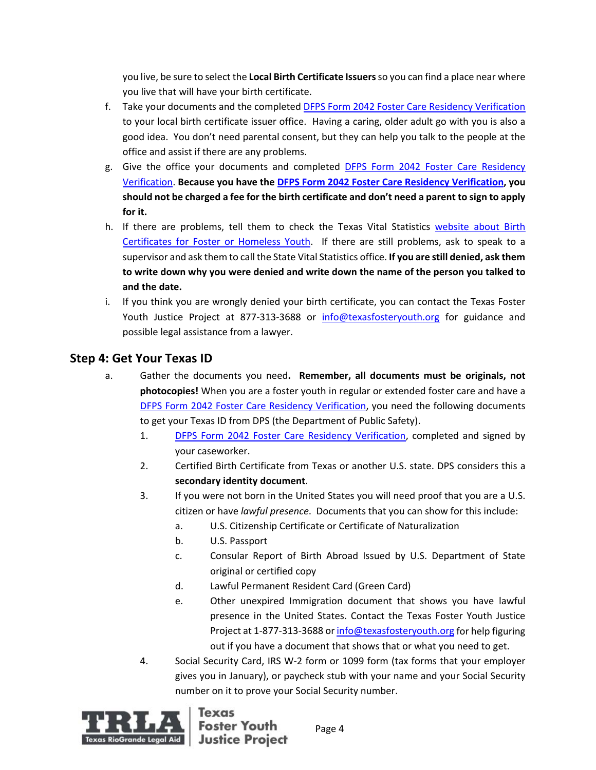you live, be sure to select the **Local Birth Certificate Issuers** so you can find a place near where you live that will have your birth certificate.

f. Take your documents and the completed DFPS Form 2042 Foster Care Residency Verification to your local birth certificate issuer office. Having a caring, older adult go with you is also a good idea. You don't need parental consent, but they can help you talk to the people at the office and assist if there are any problems.

g. Give the office your documents and completed DFPS Form 2042 Foster Care Residency Verification. **Because you have the DFPS Form 2042 Foster Care Residency Verification, you should not be charged a fee for the birth certificate and don't need a parent to sign to apply for it.**

h. If there are problems, tell them to check the Texas Vital Statistics website about Birth Certificates for Foster or Homeless Youth. If there are still problems, ask to speak to a supervisor and ask them to call the State Vital Statistics office. **If you are still denied, ask them to write down why you were denied and write down the name of the person you talked to and the date.**

i. If you think you are wrongly denied your birth certificate, you can contact the Texas Foster Youth Justice Project at 877-313-3688 or info@texasfosteryouth.org for guidance and possible legal assistance from a lawyer.

## Step 4: Get Your Texas ID

a. Gather the documents you need**. Remember, all documents must be originals, not photocopies!** When you are a foster youth in regular or extended foster care and have a DFPS Form 2042 Foster Care Residency Verification, you need the following documents to get your Texas ID from DPS (the Department of Public Safety).

1. DFPS Form 2042 Foster Care Residency Verification, completed and signed by your caseworker.
2. Certified Birth Certificate from Texas or another U.S. state. DPS considers this a **secondary identity document**.
3. If you were not born in the United States you will need proof that you are a U.S. citizen or have *lawful presence*. Documents that you can show for this include:
   a. U.S. Citizenship Certificate or Certificate of Naturalization
   b. U.S. Passport
   c. Consular Report of Birth Abroad Issued by U.S. Department of State original or certified copy
   d. Lawful Permanent Resident Card (Green Card)
   e. Other unexpired Immigration document that shows you have lawful presence in the United States. Contact the Texas Foster Youth Justice Project at 1-877-313-3688 or info@texasfosteryouth.org for help figuring out if you have a document that shows that or what you need to get.
4. Social Security Card, IRS W-2 form or 1099 form (tax forms that your employer gives you in January), or paycheck stub with your name and your Social Security number on it to prove your Social Security number.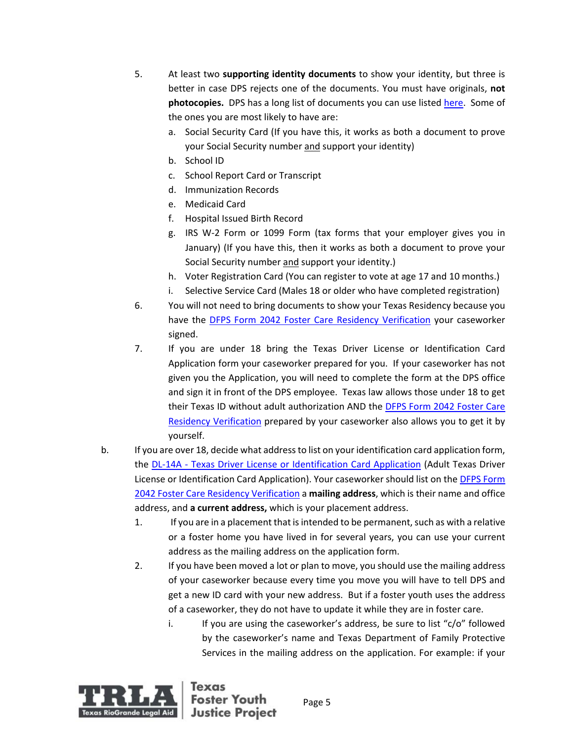5. At least two **supporting identity documents** to show your identity, but three is better in case DPS rejects one of the documents. You must have originals, **not photocopies.** DPS has a long list of documents you can use listed here. Some of the ones you are most likely to have are:
    a. Social Security Card (If you have this, it works as both a document to prove your Social Security number and support your identity)
    b. School ID
    c. School Report Card or Transcript
    d. Immunization Records
    e. Medicaid Card
    f. Hospital Issued Birth Record
    g. IRS W-2 Form or 1099 Form (tax forms that your employer gives you in January) (If you have this, then it works as both a document to prove your Social Security number and support your identity.)
    h. Voter Registration Card (You can register to vote at age 17 and 10 months.)
    i. Selective Service Card (Males 18 or older who have completed registration)
6. You will not need to bring documents to show your Texas Residency because you have the DFPS Form 2042 Foster Care Residency Verification your caseworker signed.
7. If you are under 18 bring the Texas Driver License or Identification Card Application form your caseworker prepared for you. If your caseworker has not given you the Application, you will need to complete the form at the DPS office and sign it in front of the DPS employee. Texas law allows those under 18 to get their Texas ID without adult authorization AND the DFPS Form 2042 Foster Care Residency Verification prepared by your caseworker also allows you to get it by yourself.

b. If you are over 18, decide what address to list on your identification card application form, the DL-14A - Texas Driver License or Identification Card Application (Adult Texas Driver License or Identification Card Application). Your caseworker should list on the DFPS Form 2042 Foster Care Residency Verification a **mailing address**, which is their name and office address, and **a current address,** which is your placement address.
    1. If you are in a placement that is intended to be permanent, such as with a relative or a foster home you have lived in for several years, you can use your current address as the mailing address on the application form.
    2. If you have been moved a lot or plan to move, you should use the mailing address of your caseworker because every time you move you will have to tell DPS and get a new ID card with your new address. But if a foster youth uses the address of a caseworker, they do not have to update it while they are in foster care.
        i. If you are using the caseworker's address, be sure to list "c/o" followed by the caseworker's name and Texas Department of Family Protective Services in the mailing address on the application. For example: if your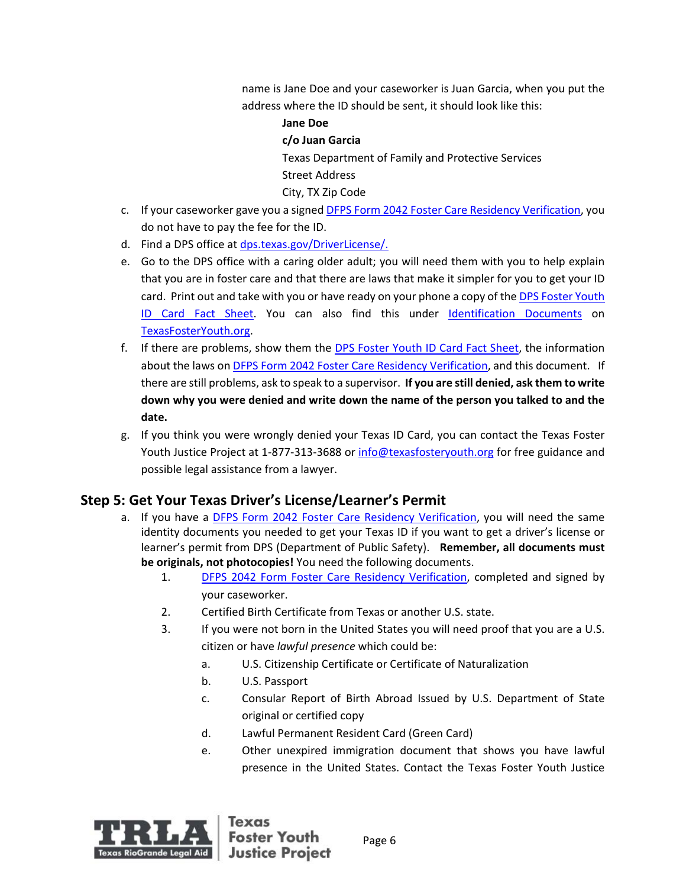name is Jane Doe and your caseworker is Juan Garcia, when you put the address where the ID should be sent, it should look like this:

**Jane Doe**
**c/o Juan Garcia**
Texas Department of Family and Protective Services
Street Address
City, TX Zip Code

c. If your caseworker gave you a signed DFPS Form 2042 Foster Care Residency Verification, you do not have to pay the fee for the ID.

d. Find a DPS office at dps.texas.gov/DriverLicense/.

e. Go to the DPS office with a caring older adult; you will need them with you to help explain that you are in foster care and that there are laws that make it simpler for you to get your ID card. Print out and take with you or have ready on your phone a copy of the DPS Foster Youth ID Card Fact Sheet. You can also find this under Identification Documents on TexasFosterYouth.org.

f. If there are problems, show them the DPS Foster Youth ID Card Fact Sheet, the information about the laws on DFPS Form 2042 Foster Care Residency Verification, and this document. If there are still problems, ask to speak to a supervisor. **If you are still denied, ask them to write down why you were denied and write down the name of the person you talked to and the date.**

g. If you think you were wrongly denied your Texas ID Card, you can contact the Texas Foster Youth Justice Project at 1-877-313-3688 or info@texasfosteryouth.org for free guidance and possible legal assistance from a lawyer.

## Step 5: Get Your Texas Driver's License/Learner's Permit

a. If you have a DFPS Form 2042 Foster Care Residency Verification, you will need the same identity documents you needed to get your Texas ID if you want to get a driver's license or learner's permit from DPS (Department of Public Safety). **Remember, all documents must be originals, not photocopies!** You need the following documents.

   1. DFPS 2042 Form Foster Care Residency Verification, completed and signed by your caseworker.
   2. Certified Birth Certificate from Texas or another U.S. state.
   3. If you were not born in the United States you will need proof that you are a U.S. citizen or have *lawful presence* which could be:
      a. U.S. Citizenship Certificate or Certificate of Naturalization
      b. U.S. Passport
      c. Consular Report of Birth Abroad Issued by U.S. Department of State original or certified copy
      d. Lawful Permanent Resident Card (Green Card)
      e. Other unexpired immigration document that shows you have lawful presence in the United States. Contact the Texas Foster Youth Justice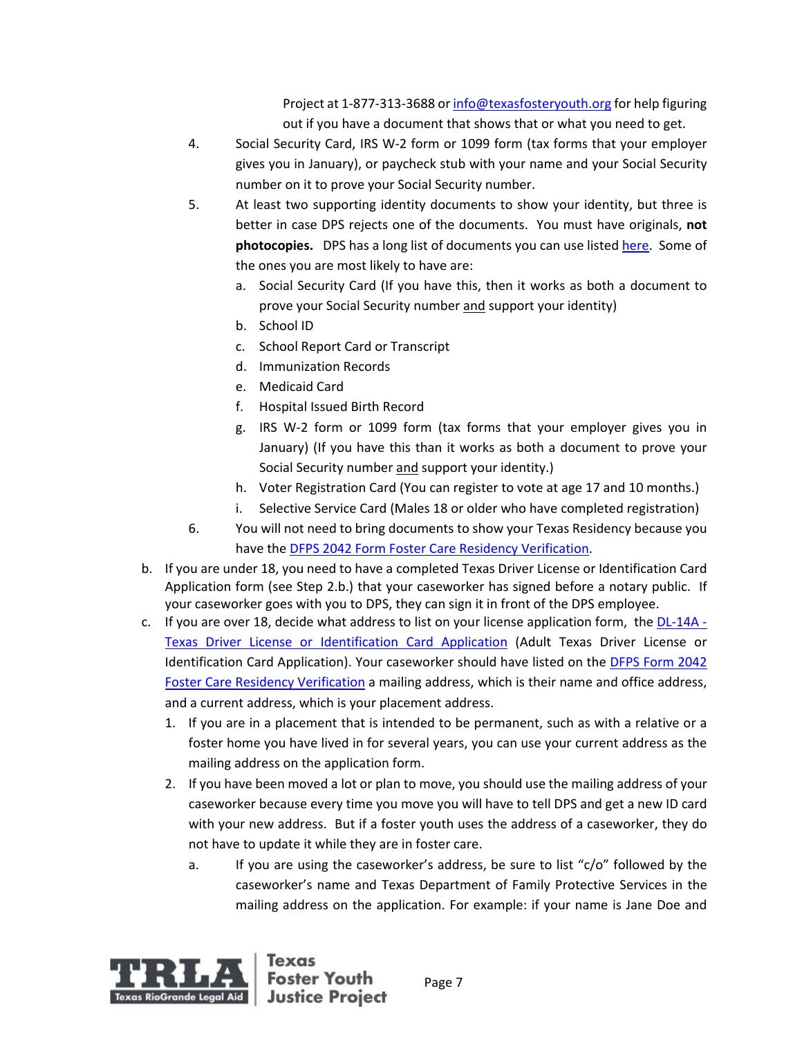Project at 1-877-313-3688 or [info@texasfosteryouth.org](mailto:info@texasfosteryouth.org) for help figuring out if you have a document that shows that or what you need to get.

4. Social Security Card, IRS W-2 form or 1099 form (tax forms that your employer gives you in January), or paycheck stub with your name and your Social Security number on it to prove your Social Security number.
5. At least two supporting identity documents to show your identity, but three is better in case DPS rejects one of the documents. You must have originals, **not photocopies.** DPS has a long list of documents you can use listed here. Some of the ones you are most likely to have are:
   a. Social Security Card (If you have this, then it works as both a document to prove your Social Security number and support your identity)
   b. School ID
   c. School Report Card or Transcript
   d. Immunization Records
   e. Medicaid Card
   f. Hospital Issued Birth Record
   g. IRS W-2 form or 1099 form (tax forms that your employer gives you in January) (If you have this than it works as both a document to prove your Social Security number and support your identity.)
   h. Voter Registration Card (You can register to vote at age 17 and 10 months.)
   i. Selective Service Card (Males 18 or older who have completed registration)
6. You will not need to bring documents to show your Texas Residency because you have the DFPS 2042 Form Foster Care Residency Verification.

b. If you are under 18, you need to have a completed Texas Driver License or Identification Card Application form (see Step 2.b.) that your caseworker has signed before a notary public. If your caseworker goes with you to DPS, they can sign it in front of the DPS employee.

c. If you are over 18, decide what address to list on your license application form, the DL-14A - Texas Driver License or Identification Card Application (Adult Texas Driver License or Identification Card Application). Your caseworker should have listed on the DFPS Form 2042 Foster Care Residency Verification a mailing address, which is their name and office address, and a current address, which is your placement address.

   1. If you are in a placement that is intended to be permanent, such as with a relative or a foster home you have lived in for several years, you can use your current address as the mailing address on the application form.
   2. If you have been moved a lot or plan to move, you should use the mailing address of your caseworker because every time you move you will have to tell DPS and get a new ID card with your new address. But if a foster youth uses the address of a caseworker, they do not have to update it while they are in foster care.
      a. If you are using the caseworker's address, be sure to list "c/o" followed by the caseworker's name and Texas Department of Family Protective Services in the mailing address on the application. For example: if your name is Jane Doe and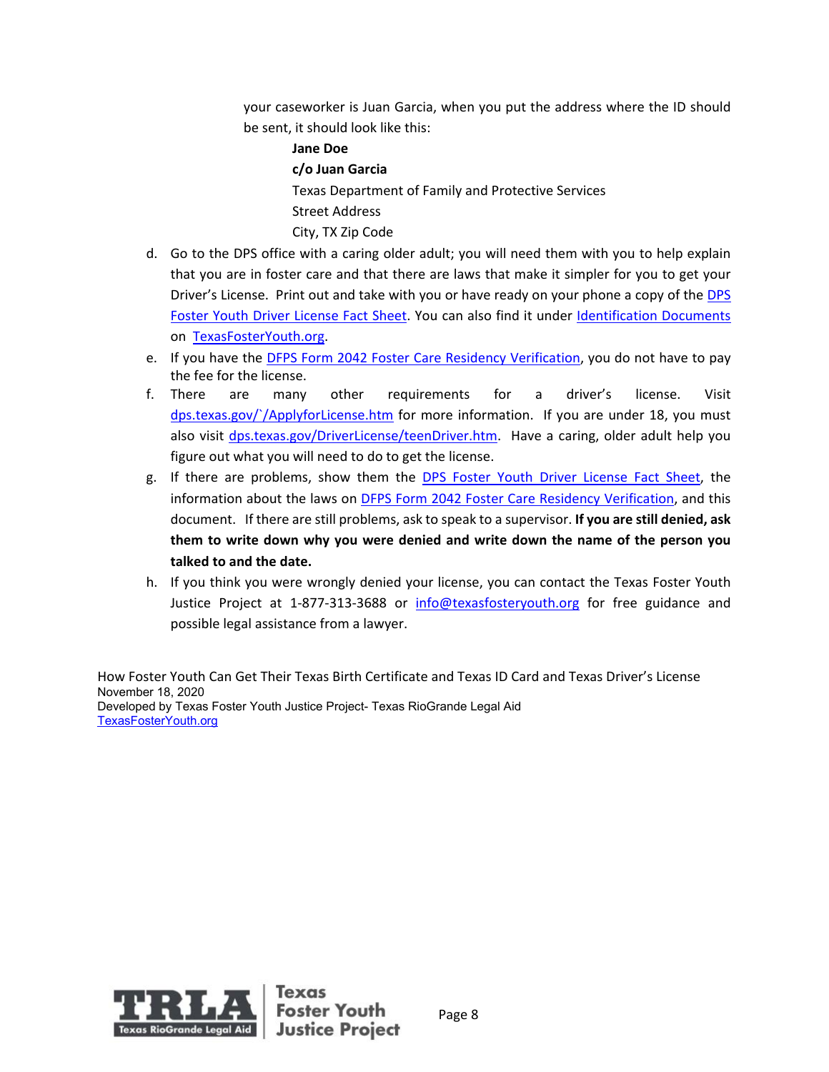your caseworker is Juan Garcia, when you put the address where the ID should be sent, it should look like this:

> **Jane Doe**
> **c/o Juan Garcia**
> Texas Department of Family and Protective Services
> Street Address
> City, TX Zip Code

d. Go to the DPS office with a caring older adult; you will need them with you to help explain that you are in foster care and that there are laws that make it simpler for you to get your Driver's License. Print out and take with you or have ready on your phone a copy of the DPS Foster Youth Driver License Fact Sheet. You can also find it under Identification Documents on TexasFosterYouth.org.

e. If you have the DFPS Form 2042 Foster Care Residency Verification, you do not have to pay the fee for the license.

f. There are many other requirements for a driver's license. Visit dps.texas.gov/`/ApplyforLicense.htm for more information. If you are under 18, you must also visit dps.texas.gov/DriverLicense/teenDriver.htm. Have a caring, older adult help you figure out what you will need to do to get the license.

g. If there are problems, show them the DPS Foster Youth Driver License Fact Sheet, the information about the laws on DFPS Form 2042 Foster Care Residency Verification, and this document. If there are still problems, ask to speak to a supervisor. **If you are still denied, ask them to write down why you were denied and write down the name of the person you talked to and the date.**

h. If you think you were wrongly denied your license, you can contact the Texas Foster Youth Justice Project at 1-877-313-3688 or info@texasfosteryouth.org for free guidance and possible legal assistance from a lawyer.

How Foster Youth Can Get Their Texas Birth Certificate and Texas ID Card and Texas Driver's License
November 18, 2020
Developed by Texas Foster Youth Justice Project- Texas RioGrande Legal Aid
TexasFosterYouth.org